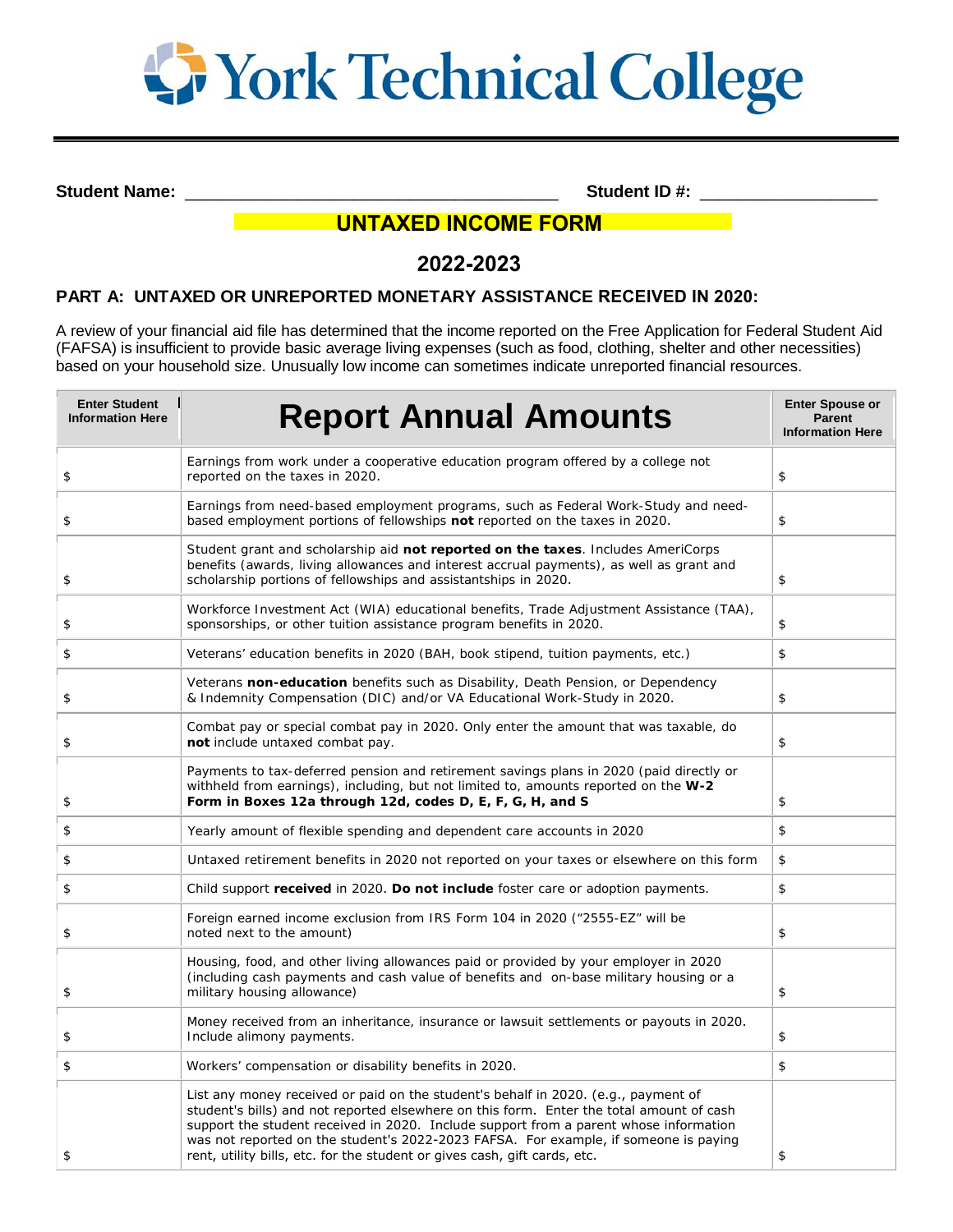# York Technical College

**Student Name:** ______________________________________ **Student ID #:** __________________

## UNTAXED INCOME FORM

## 2022-2023

### PART A: UNTAXED OR UNREPORTED MONETARY ASSISTANCE RECEIVED IN 2020:

A review of your financial aid file has determined that the income reported on the Free Application for Federal Student Aid (FAFSA) is insufficient to provide basic average living expenses (such as food, clothing, shelter and other necessities) based on your household size. Unusually low income can sometimes indicate unreported financial resources.

| Enter Student Information Here | Report Annual Amounts | Enter Spouse or Parent Information Here |
|---|---|---|
| $ | Earnings from work under a cooperative education program offered by a college not reported on the taxes in 2020. | $ |
| $ | Earnings from need-based employment programs, such as Federal Work-Study and need-based employment portions of fellowships **not** reported on the taxes in 2020. | $ |
| $ | Student grant and scholarship aid **not reported on the taxes**. Includes AmeriCorps benefits (awards, living allowances and interest accrual payments), as well as grant and scholarship portions of fellowships and assistantships in 2020. | $ |
| $ | Workforce Investment Act (WIA) educational benefits, Trade Adjustment Assistance (TAA), sponsorships, or other tuition assistance program benefits in 2020. | $ |
| $ | Veterans' education benefits in 2020 (BAH, book stipend, tuition payments, etc.) | $ |
| $ | Veterans **non-education** benefits such as Disability, Death Pension, or Dependency & Indemnity Compensation (DIC) and/or VA Educational Work-Study in 2020. | $ |
| $ | Combat pay or special combat pay in 2020. Only enter the amount that was taxable, do **not** include untaxed combat pay. | $ |
| $ | Payments to tax-deferred pension and retirement savings plans in 2020 (paid directly or withheld from earnings), including, but not limited to, amounts reported on the **W-2 Form in Boxes 12a through 12d, codes D, E, F, G, H, and S** | $ |
| $ | Yearly amount of flexible spending and dependent care accounts in 2020 | $ |
| $ | Untaxed retirement benefits in 2020 not reported on your taxes or elsewhere on this form | $ |
| $ | Child support **received** in 2020. **Do not include** foster care or adoption payments. | $ |
| $ | Foreign earned income exclusion from IRS Form 104 in 2020 ("2555-EZ" will be noted next to the amount) | $ |
| $ | Housing, food, and other living allowances paid or provided by your employer in 2020 (including cash payments and cash value of benefits and on-base military housing or a military housing allowance) | $ |
| $ | Money received from an inheritance, insurance or lawsuit settlements or payouts in 2020. Include alimony payments. | $ |
| $ | Workers' compensation or disability benefits in 2020. | $ |
| $ | List any money received or paid on the student's behalf in 2020. (e.g., payment of student's bills) and not reported elsewhere on this form. Enter the total amount of cash support the student received in 2020. Include support from a parent whose information was not reported on the student's 2022-2023 FAFSA. For example, if someone is paying rent, utility bills, etc. for the student or gives cash, gift cards, etc. | $ |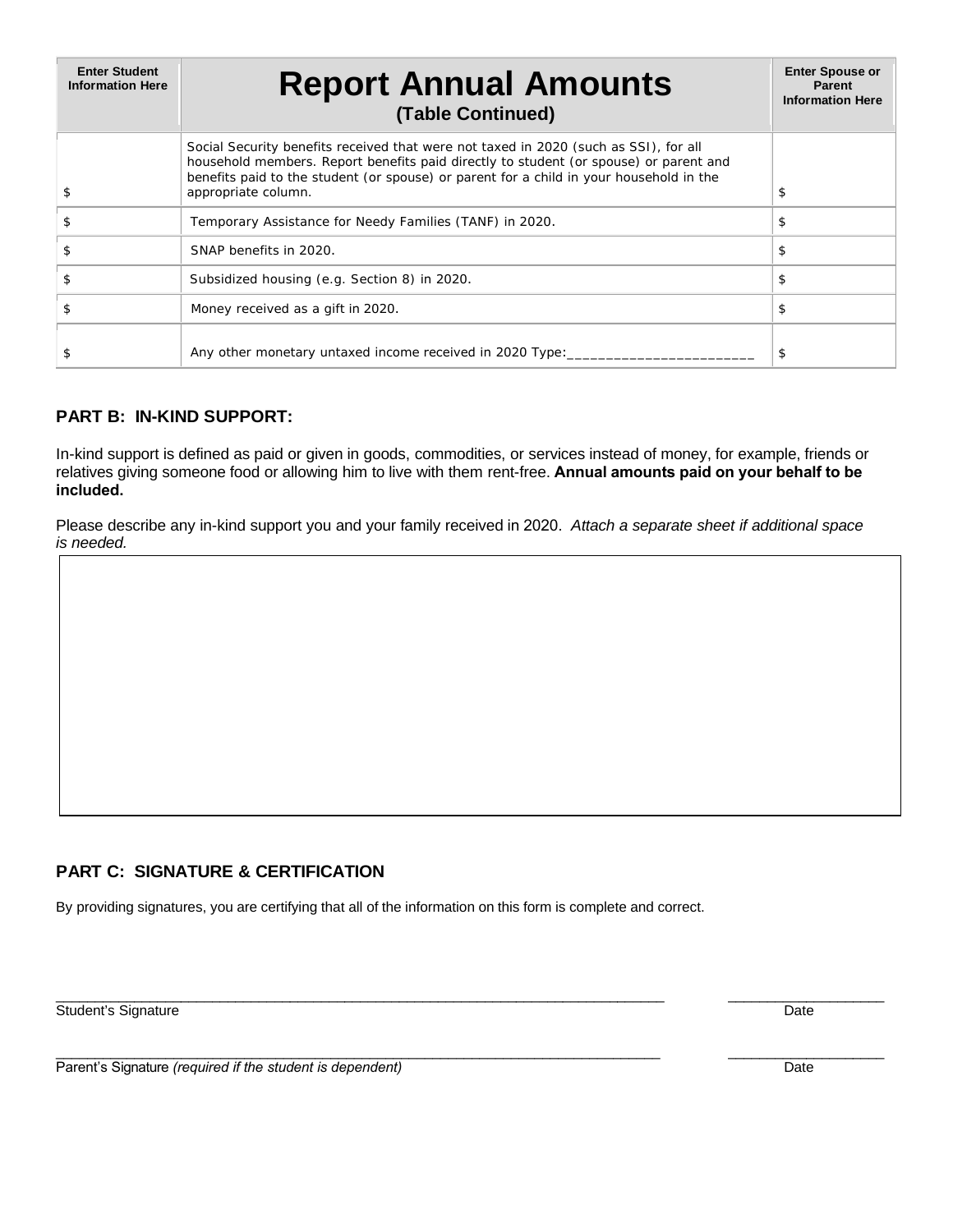| Enter Student Information Here | **Report Annual Amounts** (Table Continued) | Enter Spouse or Parent Information Here |
|---|---|---|
| $ | Social Security benefits received that were not taxed in 2020 (such as SSI), for all household members. Report benefits paid directly to student (or spouse) or parent and benefits paid to the student (or spouse) or parent for a child in your household in the appropriate column. | $ |
| $ | Temporary Assistance for Needy Families (TANF) in 2020. | $ |
| $ | SNAP benefits in 2020. | $ |
| $ | Subsidized housing (e.g. Section 8) in 2020. | $ |
| $ | Money received as a gift in 2020. | $ |
| $ | Any other monetary untaxed income received in 2020 Type:_______________________ | $ |

## PART B: IN-KIND SUPPORT:

In-kind support is defined as paid or given in goods, commodities, or services instead of money, for example, friends or relatives giving someone food or allowing him to live with them rent-free. **Annual amounts paid on your behalf to be included.**

Please describe any in-kind support you and your family received in 2020. *Attach a separate sheet if additional space is needed.*

## PART C: SIGNATURE & CERTIFICATION

By providing signatures, you are certifying that all of the information on this form is complete and correct.

_____________________________________________________________________________ ____________________

Student's Signature Date

_____________________________________________________________________________ ____________________

Parent's Signature *(required if the student is dependent)* Date